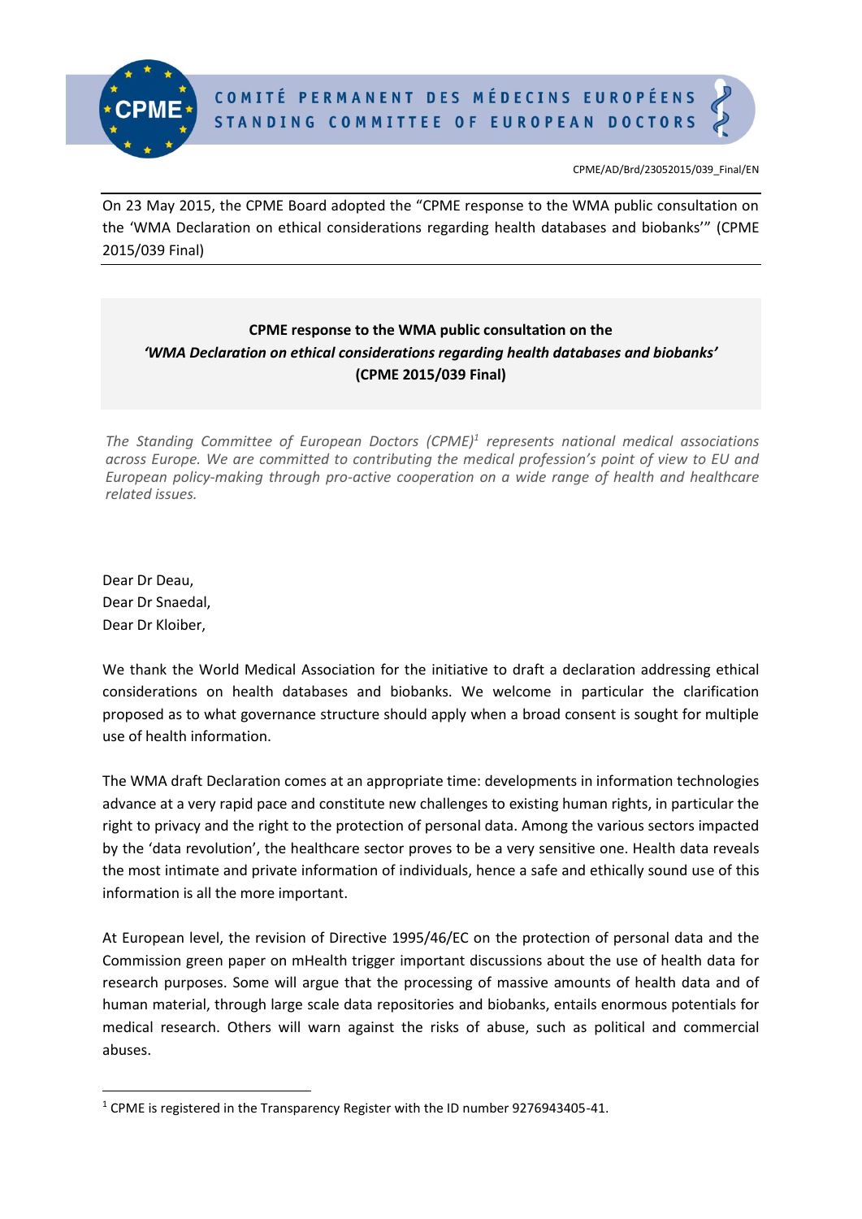CPME/AD/Brd/23052015/039_Final/EN

On 23 May 2015, the CPME Board adopted the "CPME response to the WMA public consultation on the 'WMA Declaration on ethical considerations regarding health databases and biobanks'" (CPME 2015/039 Final)

**CPME response to the WMA public consultation on the**
***'WMA Declaration on ethical considerations regarding health databases and biobanks'***
**(CPME 2015/039 Final)**

*The Standing Committee of European Doctors (CPME)[1] represents national medical associations across Europe. We are committed to contributing the medical profession's point of view to EU and European policy-making through pro-active cooperation on a wide range of health and healthcare related issues.*

Dear Dr Deau,
Dear Dr Snaedal,
Dear Dr Kloiber,

We thank the World Medical Association for the initiative to draft a declaration addressing ethical considerations on health databases and biobanks. We welcome in particular the clarification proposed as to what governance structure should apply when a broad consent is sought for multiple use of health information.

The WMA draft Declaration comes at an appropriate time: developments in information technologies advance at a very rapid pace and constitute new challenges to existing human rights, in particular the right to privacy and the right to the protection of personal data. Among the various sectors impacted by the 'data revolution', the healthcare sector proves to be a very sensitive one. Health data reveals the most intimate and private information of individuals, hence a safe and ethically sound use of this information is all the more important.

At European level, the revision of Directive 1995/46/EC on the protection of personal data and the Commission green paper on mHealth trigger important discussions about the use of health data for research purposes. Some will argue that the processing of massive amounts of health data and of human material, through large scale data repositories and biobanks, entails enormous potentials for medical research. Others will warn against the risks of abuse, such as political and commercial abuses.

[1] CPME is registered in the Transparency Register with the ID number 9276943405-41.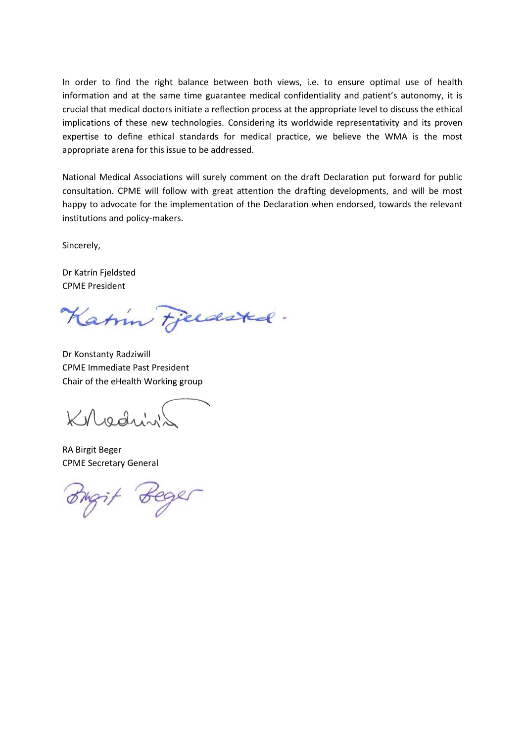In order to find the right balance between both views, i.e. to ensure optimal use of health information and at the same time guarantee medical confidentiality and patient's autonomy, it is crucial that medical doctors initiate a reflection process at the appropriate level to discuss the ethical implications of these new technologies. Considering its worldwide representativity and its proven expertise to define ethical standards for medical practice, we believe the WMA is the most appropriate arena for this issue to be addressed.

National Medical Associations will surely comment on the draft Declaration put forward for public consultation. CPME will follow with great attention the drafting developments, and will be most happy to advocate for the implementation of the Declaration when endorsed, towards the relevant institutions and policy-makers.

Sincerely,

Dr Katrín Fjeldsted
CPME President

Dr Konstanty Radziwill
CPME Immediate Past President
Chair of the eHealth Working group

RA Birgit Beger
CPME Secretary General